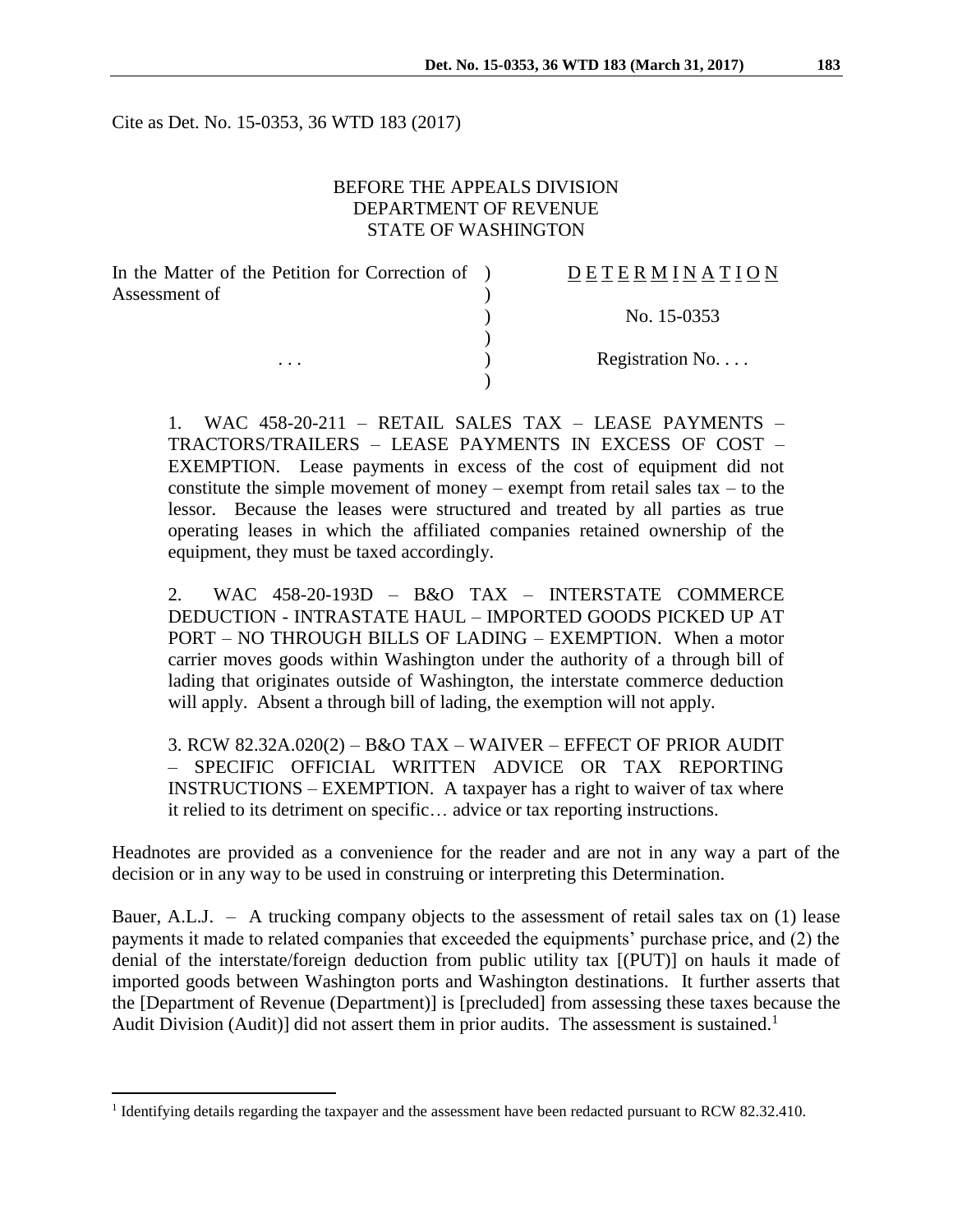Cite as Det. No. 15-0353, 36 WTD 183 (2017)

BEFORE THE APPEALS DIVISION
DEPARTMENT OF REVENUE
STATE OF WASHINGTON

| | |
|---|---|
| In the Matter of the Petition for Correction of Assessment of | D E T E R M I N A T I O N |
| | No. 15-0353 |
| . . . | Registration No. . . . |

1. WAC 458-20-211 – RETAIL SALES TAX – LEASE PAYMENTS – TRACTORS/TRAILERS – LEASE PAYMENTS IN EXCESS OF COST – EXEMPTION. Lease payments in excess of the cost of equipment did not constitute the simple movement of money – exempt from retail sales tax – to the lessor. Because the leases were structured and treated by all parties as true operating leases in which the affiliated companies retained ownership of the equipment, they must be taxed accordingly.

2. WAC 458-20-193D – B&O TAX – INTERSTATE COMMERCE DEDUCTION - INTRASTATE HAUL – IMPORTED GOODS PICKED UP AT PORT – NO THROUGH BILLS OF LADING – EXEMPTION. When a motor carrier moves goods within Washington under the authority of a through bill of lading that originates outside of Washington, the interstate commerce deduction will apply. Absent a through bill of lading, the exemption will not apply.

3. RCW 82.32A.020(2) – B&O TAX – WAIVER – EFFECT OF PRIOR AUDIT – SPECIFIC OFFICIAL WRITTEN ADVICE OR TAX REPORTING INSTRUCTIONS – EXEMPTION. A taxpayer has a right to waiver of tax where it relied to its detriment on specific… advice or tax reporting instructions.

Headnotes are provided as a convenience for the reader and are not in any way a part of the decision or in any way to be used in construing or interpreting this Determination.

Bauer, A.L.J. – A trucking company objects to the assessment of retail sales tax on (1) lease payments it made to related companies that exceeded the equipments' purchase price, and (2) the denial of the interstate/foreign deduction from public utility tax [(PUT)] on hauls it made of imported goods between Washington ports and Washington destinations. It further asserts that the [Department of Revenue (Department)] is [precluded] from assessing these taxes because the Audit Division (Audit)] did not assert them in prior audits. The assessment is sustained.[1]

[1] Identifying details regarding the taxpayer and the assessment have been redacted pursuant to RCW 82.32.410.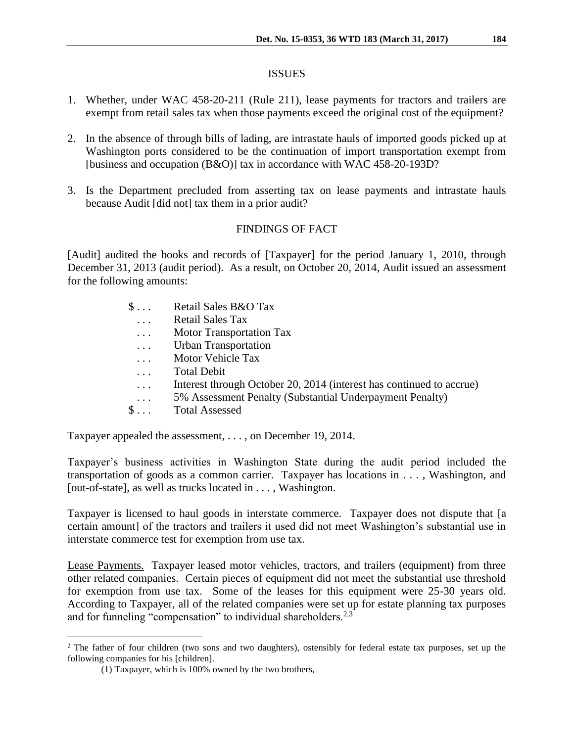## ISSUES

1. Whether, under WAC 458-20-211 (Rule 211), lease payments for tractors and trailers are exempt from retail sales tax when those payments exceed the original cost of the equipment?

2. In the absence of through bills of lading, are intrastate hauls of imported goods picked up at Washington ports considered to be the continuation of import transportation exempt from [business and occupation (B&O)] tax in accordance with WAC 458-20-193D?

3. Is the Department precluded from asserting tax on lease payments and intrastate hauls because Audit [did not] tax them in a prior audit?

## FINDINGS OF FACT

[Audit] audited the books and records of [Taxpayer] for the period January 1, 2010, through December 31, 2013 (audit period). As a result, on October 20, 2014, Audit issued an assessment for the following amounts:

| | |
|---|---|
| $ . . . | Retail Sales B&O Tax |
| . . . | Retail Sales Tax |
| . . . | Motor Transportation Tax |
| . . . | Urban Transportation |
| . . . | Motor Vehicle Tax |
| . . . | Total Debit |
| . . . | Interest through October 20, 2014 (interest has continued to accrue) |
| . . . | 5% Assessment Penalty (Substantial Underpayment Penalty) |
| $ . . . | Total Assessed |

Taxpayer appealed the assessment, . . . , on December 19, 2014.

Taxpayer's business activities in Washington State during the audit period included the transportation of goods as a common carrier. Taxpayer has locations in . . . , Washington, and [out-of-state], as well as trucks located in . . . , Washington.

Taxpayer is licensed to haul goods in interstate commerce. Taxpayer does not dispute that [a certain amount] of the tractors and trailers it used did not meet Washington's substantial use in interstate commerce test for exemption from use tax.

<u>Lease Payments.</u> Taxpayer leased motor vehicles, tractors, and trailers (equipment) from three other related companies. Certain pieces of equipment did not meet the substantial use threshold for exemption from use tax. Some of the leases for this equipment were 25-30 years old. According to Taxpayer, all of the related companies were set up for estate planning tax purposes and for funneling "compensation" to individual shareholders.[2,3]

---

[2] The father of four children (two sons and two daughters), ostensibly for federal estate tax purposes, set up the following companies for his [children].

(1) Taxpayer, which is 100% owned by the two brothers,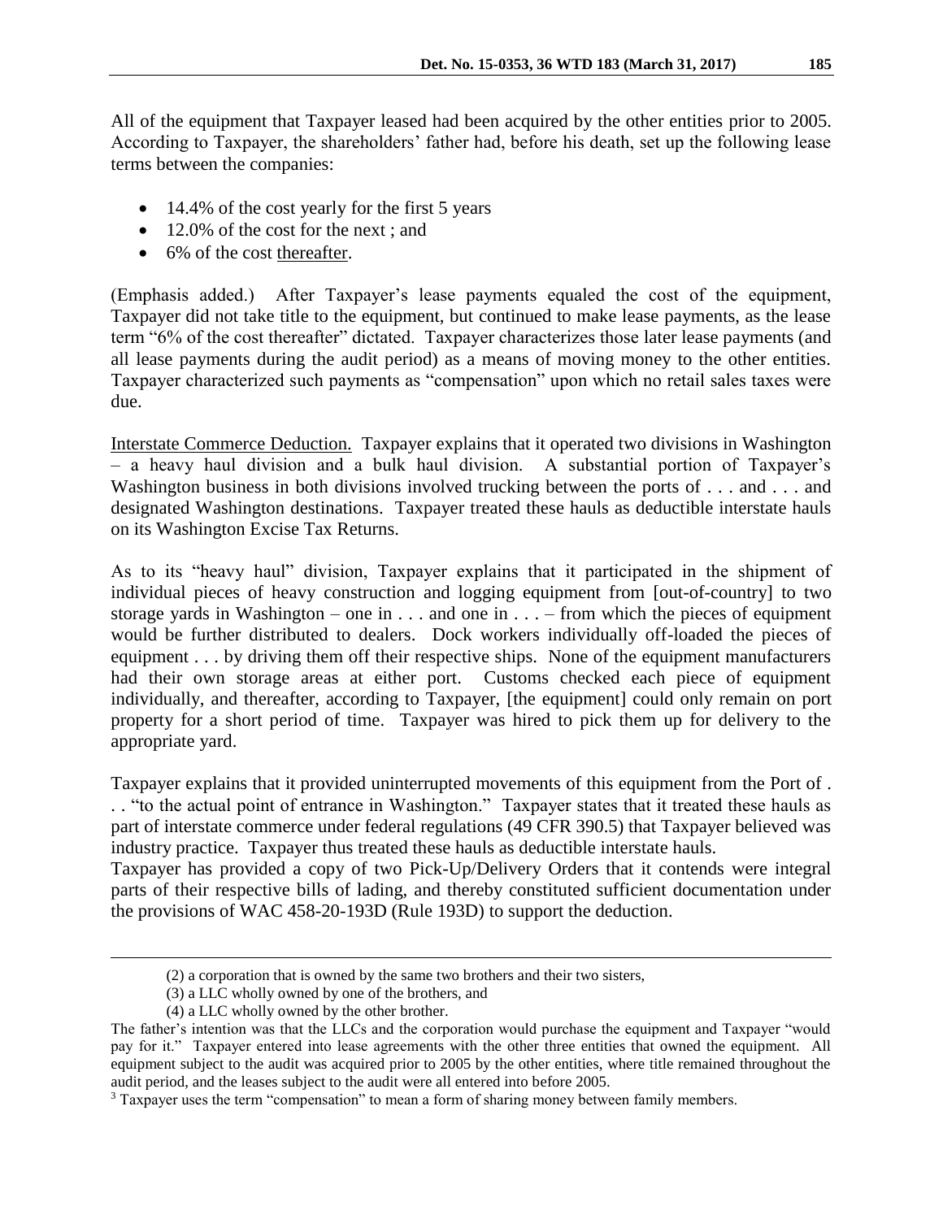All of the equipment that Taxpayer leased had been acquired by the other entities prior to 2005. According to Taxpayer, the shareholders' father had, before his death, set up the following lease terms between the companies:

- 14.4% of the cost yearly for the first 5 years
- 12.0% of the cost for the next ; and
- 6% of the cost <u>thereafter</u>.

(Emphasis added.) After Taxpayer's lease payments equaled the cost of the equipment, Taxpayer did not take title to the equipment, but continued to make lease payments, as the lease term "6% of the cost thereafter" dictated. Taxpayer characterizes those later lease payments (and all lease payments during the audit period) as a means of moving money to the other entities. Taxpayer characterized such payments as "compensation" upon which no retail sales taxes were due.

<u>Interstate Commerce Deduction.</u> Taxpayer explains that it operated two divisions in Washington – a heavy haul division and a bulk haul division. A substantial portion of Taxpayer's Washington business in both divisions involved trucking between the ports of . . . and . . . and designated Washington destinations. Taxpayer treated these hauls as deductible interstate hauls on its Washington Excise Tax Returns.

As to its "heavy haul" division, Taxpayer explains that it participated in the shipment of individual pieces of heavy construction and logging equipment from [out-of-country] to two storage yards in Washington – one in . . . and one in . . . – from which the pieces of equipment would be further distributed to dealers. Dock workers individually off-loaded the pieces of equipment . . . by driving them off their respective ships. None of the equipment manufacturers had their own storage areas at either port. Customs checked each piece of equipment individually, and thereafter, according to Taxpayer, [the equipment] could only remain on port property for a short period of time. Taxpayer was hired to pick them up for delivery to the appropriate yard.

Taxpayer explains that it provided uninterrupted movements of this equipment from the Port of . . . "to the actual point of entrance in Washington." Taxpayer states that it treated these hauls as part of interstate commerce under federal regulations (49 CFR 390.5) that Taxpayer believed was industry practice. Taxpayer thus treated these hauls as deductible interstate hauls.

Taxpayer has provided a copy of two Pick-Up/Delivery Orders that it contends were integral parts of their respective bills of lading, and thereby constituted sufficient documentation under the provisions of WAC 458-20-193D (Rule 193D) to support the deduction.

---

(2) a corporation that is owned by the same two brothers and their two sisters,

(3) a LLC wholly owned by one of the brothers, and

(4) a LLC wholly owned by the other brother.

The father's intention was that the LLCs and the corporation would purchase the equipment and Taxpayer "would pay for it." Taxpayer entered into lease agreements with the other three entities that owned the equipment. All equipment subject to the audit was acquired prior to 2005 by the other entities, where title remained throughout the audit period, and the leases subject to the audit were all entered into before 2005.

[3] Taxpayer uses the term "compensation" to mean a form of sharing money between family members.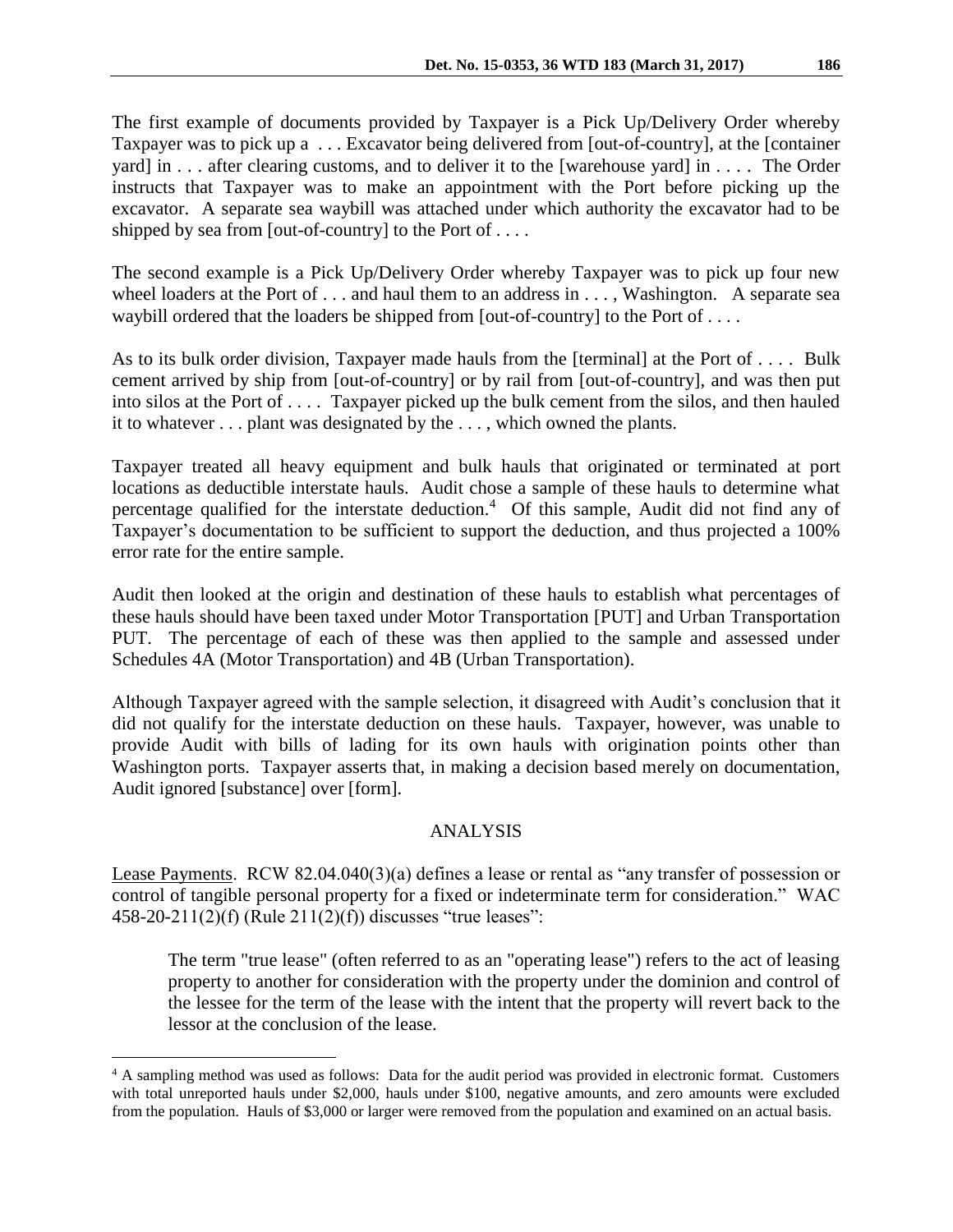The first example of documents provided by Taxpayer is a Pick Up/Delivery Order whereby Taxpayer was to pick up a . . . Excavator being delivered from [out-of-country], at the [container yard] in . . . after clearing customs, and to deliver it to the [warehouse yard] in . . . . The Order instructs that Taxpayer was to make an appointment with the Port before picking up the excavator. A separate sea waybill was attached under which authority the excavator had to be shipped by sea from [out-of-country] to the Port of . . . .

The second example is a Pick Up/Delivery Order whereby Taxpayer was to pick up four new wheel loaders at the Port of . . . and haul them to an address in . . . , Washington. A separate sea waybill ordered that the loaders be shipped from [out-of-country] to the Port of . . . .

As to its bulk order division, Taxpayer made hauls from the [terminal] at the Port of . . . . Bulk cement arrived by ship from [out-of-country] or by rail from [out-of-country], and was then put into silos at the Port of . . . . Taxpayer picked up the bulk cement from the silos, and then hauled it to whatever . . . plant was designated by the . . . , which owned the plants.

Taxpayer treated all heavy equipment and bulk hauls that originated or terminated at port locations as deductible interstate hauls. Audit chose a sample of these hauls to determine what percentage qualified for the interstate deduction.[4] Of this sample, Audit did not find any of Taxpayer's documentation to be sufficient to support the deduction, and thus projected a 100% error rate for the entire sample.

Audit then looked at the origin and destination of these hauls to establish what percentages of these hauls should have been taxed under Motor Transportation [PUT] and Urban Transportation PUT. The percentage of each of these was then applied to the sample and assessed under Schedules 4A (Motor Transportation) and 4B (Urban Transportation).

Although Taxpayer agreed with the sample selection, it disagreed with Audit's conclusion that it did not qualify for the interstate deduction on these hauls. Taxpayer, however, was unable to provide Audit with bills of lading for its own hauls with origination points other than Washington ports. Taxpayer asserts that, in making a decision based merely on documentation, Audit ignored [substance] over [form].

## ANALYSIS

Lease Payments. RCW 82.04.040(3)(a) defines a lease or rental as "any transfer of possession or control of tangible personal property for a fixed or indeterminate term for consideration." WAC 458-20-211(2)(f) (Rule 211(2)(f)) discusses "true leases":

> The term "true lease" (often referred to as an "operating lease") refers to the act of leasing property to another for consideration with the property under the dominion and control of the lessee for the term of the lease with the intent that the property will revert back to the lessor at the conclusion of the lease.

---

[4] A sampling method was used as follows: Data for the audit period was provided in electronic format. Customers with total unreported hauls under $2,000, hauls under $100, negative amounts, and zero amounts were excluded from the population. Hauls of $3,000 or larger were removed from the population and examined on an actual basis.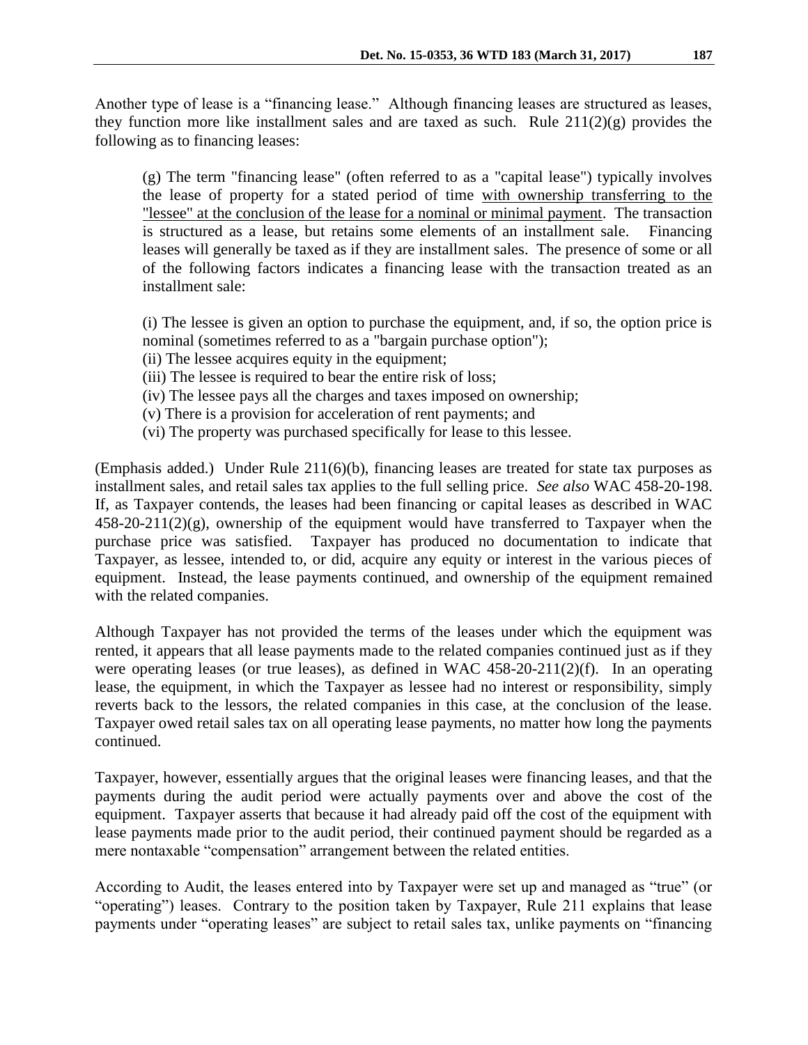Another type of lease is a "financing lease." Although financing leases are structured as leases, they function more like installment sales and are taxed as such. Rule 211(2)(g) provides the following as to financing leases:

> (g) The term "financing lease" (often referred to as a "capital lease") typically involves the lease of property for a stated period of time <u>with ownership transferring to the "lessee" at the conclusion of the lease for a nominal or minimal payment</u>. The transaction is structured as a lease, but retains some elements of an installment sale. Financing leases will generally be taxed as if they are installment sales. The presence of some or all of the following factors indicates a financing lease with the transaction treated as an installment sale:
>
> (i) The lessee is given an option to purchase the equipment, and, if so, the option price is nominal (sometimes referred to as a "bargain purchase option");
> (ii) The lessee acquires equity in the equipment;
> (iii) The lessee is required to bear the entire risk of loss;
> (iv) The lessee pays all the charges and taxes imposed on ownership;
> (v) There is a provision for acceleration of rent payments; and
> (vi) The property was purchased specifically for lease to this lessee.

(Emphasis added.) Under Rule 211(6)(b), financing leases are treated for state tax purposes as installment sales, and retail sales tax applies to the full selling price. *See also* WAC 458-20-198. If, as Taxpayer contends, the leases had been financing or capital leases as described in WAC 458-20-211(2)(g), ownership of the equipment would have transferred to Taxpayer when the purchase price was satisfied. Taxpayer has produced no documentation to indicate that Taxpayer, as lessee, intended to, or did, acquire any equity or interest in the various pieces of equipment. Instead, the lease payments continued, and ownership of the equipment remained with the related companies.

Although Taxpayer has not provided the terms of the leases under which the equipment was rented, it appears that all lease payments made to the related companies continued just as if they were operating leases (or true leases), as defined in WAC 458-20-211(2)(f). In an operating lease, the equipment, in which the Taxpayer as lessee had no interest or responsibility, simply reverts back to the lessors, the related companies in this case, at the conclusion of the lease. Taxpayer owed retail sales tax on all operating lease payments, no matter how long the payments continued.

Taxpayer, however, essentially argues that the original leases were financing leases, and that the payments during the audit period were actually payments over and above the cost of the equipment. Taxpayer asserts that because it had already paid off the cost of the equipment with lease payments made prior to the audit period, their continued payment should be regarded as a mere nontaxable "compensation" arrangement between the related entities.

According to Audit, the leases entered into by Taxpayer were set up and managed as "true" (or "operating") leases. Contrary to the position taken by Taxpayer, Rule 211 explains that lease payments under "operating leases" are subject to retail sales tax, unlike payments on "financing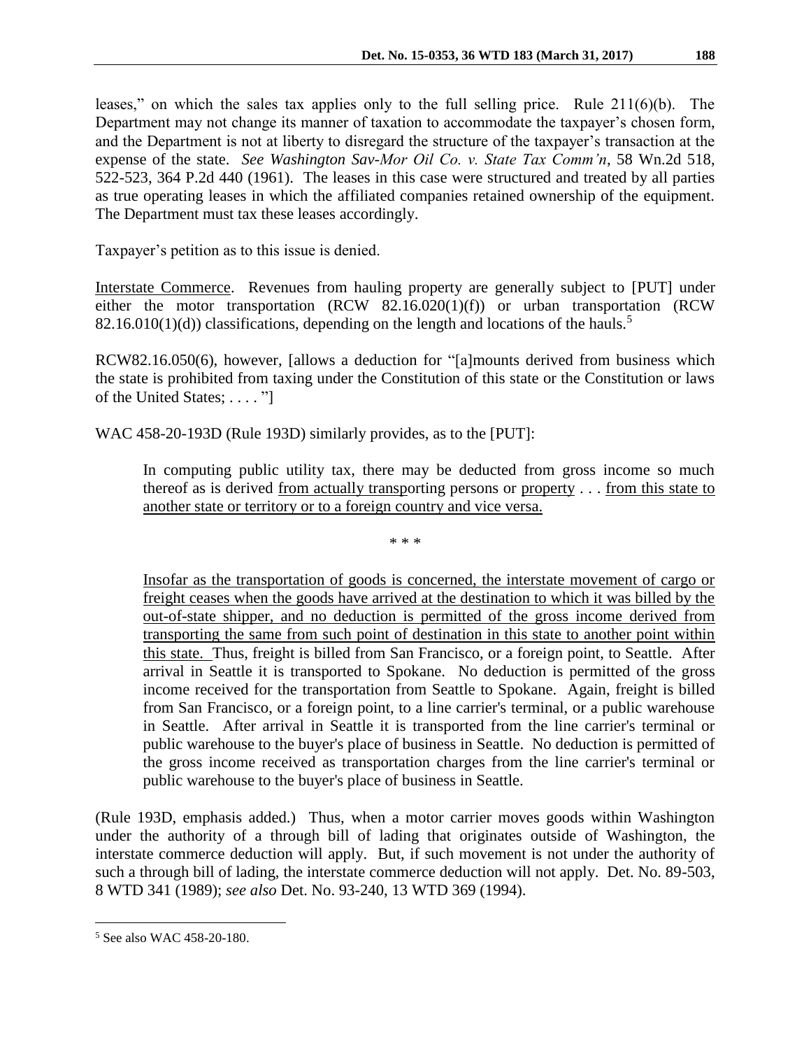leases," on which the sales tax applies only to the full selling price. Rule 211(6)(b). The Department may not change its manner of taxation to accommodate the taxpayer's chosen form, and the Department is not at liberty to disregard the structure of the taxpayer's transaction at the expense of the state. *See Washington Sav-Mor Oil Co. v. State Tax Comm'n*, 58 Wn.2d 518, 522-523, 364 P.2d 440 (1961). The leases in this case were structured and treated by all parties as true operating leases in which the affiliated companies retained ownership of the equipment. The Department must tax these leases accordingly.

Taxpayer's petition as to this issue is denied.

<u>Interstate Commerce</u>. Revenues from hauling property are generally subject to [PUT] under either the motor transportation (RCW 82.16.020(1)(f)) or urban transportation (RCW 82.16.010(1)(d)) classifications, depending on the length and locations of the hauls.[5]

RCW82.16.050(6), however, [allows a deduction for "[a]mounts derived from business which the state is prohibited from taxing under the Constitution of this state or the Constitution or laws of the United States; . . . . "]

WAC 458-20-193D (Rule 193D) similarly provides, as to the [PUT]:

> In computing public utility tax, there may be deducted from gross income so much thereof as is derived <u>from actually transporting persons or property</u> . . . <u>from this state to another state or territory or to a foreign country and vice versa.</u>
>
> \* \* \*
>
> <u>Insofar as the transportation of goods is concerned, the interstate movement of cargo or freight ceases when the goods have arrived at the destination to which it was billed by the out-of-state shipper, and no deduction is permitted of the gross income derived from transporting the same from such point of destination in this state to another point within this state.</u> Thus, freight is billed from San Francisco, or a foreign point, to Seattle. After arrival in Seattle it is transported to Spokane. No deduction is permitted of the gross income received for the transportation from Seattle to Spokane. Again, freight is billed from San Francisco, or a foreign point, to a line carrier's terminal, or a public warehouse in Seattle. After arrival in Seattle it is transported from the line carrier's terminal or public warehouse to the buyer's place of business in Seattle. No deduction is permitted of the gross income received as transportation charges from the line carrier's terminal or public warehouse to the buyer's place of business in Seattle.

(Rule 193D, emphasis added.) Thus, when a motor carrier moves goods within Washington under the authority of a through bill of lading that originates outside of Washington, the interstate commerce deduction will apply. But, if such movement is not under the authority of such a through bill of lading, the interstate commerce deduction will not apply. Det. No. 89-503, 8 WTD 341 (1989); *see also* Det. No. 93-240, 13 WTD 369 (1994).

---

[5] See also WAC 458-20-180.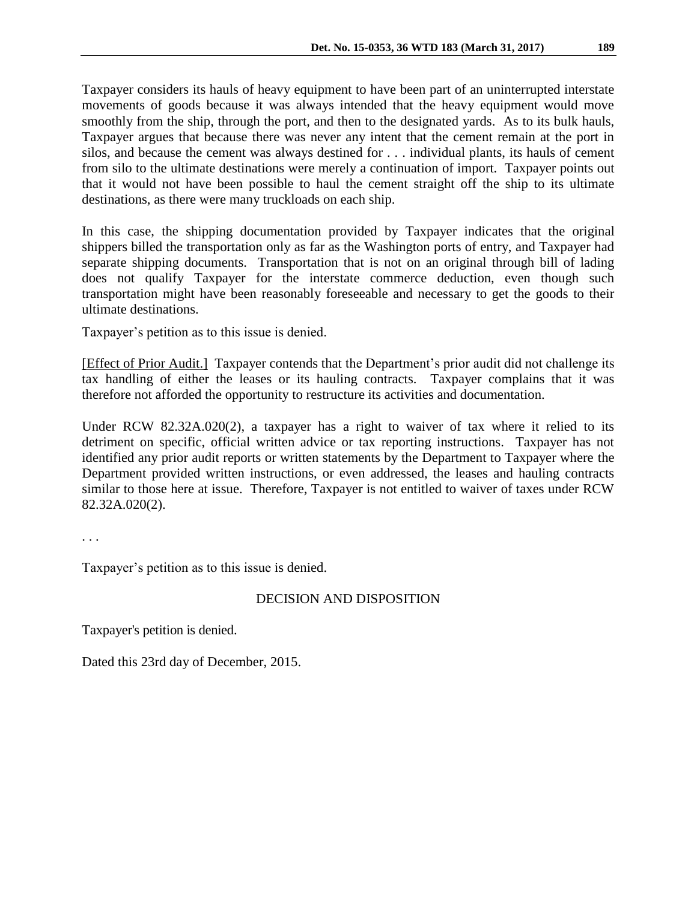Taxpayer considers its hauls of heavy equipment to have been part of an uninterrupted interstate movements of goods because it was always intended that the heavy equipment would move smoothly from the ship, through the port, and then to the designated yards. As to its bulk hauls, Taxpayer argues that because there was never any intent that the cement remain at the port in silos, and because the cement was always destined for . . . individual plants, its hauls of cement from silo to the ultimate destinations were merely a continuation of import. Taxpayer points out that it would not have been possible to haul the cement straight off the ship to its ultimate destinations, as there were many truckloads on each ship.

In this case, the shipping documentation provided by Taxpayer indicates that the original shippers billed the transportation only as far as the Washington ports of entry, and Taxpayer had separate shipping documents. Transportation that is not on an original through bill of lading does not qualify Taxpayer for the interstate commerce deduction, even though such transportation might have been reasonably foreseeable and necessary to get the goods to their ultimate destinations.

Taxpayer's petition as to this issue is denied.

<u>[Effect of Prior Audit.]</u> Taxpayer contends that the Department's prior audit did not challenge its tax handling of either the leases or its hauling contracts. Taxpayer complains that it was therefore not afforded the opportunity to restructure its activities and documentation.

Under RCW 82.32A.020(2), a taxpayer has a right to waiver of tax where it relied to its detriment on specific, official written advice or tax reporting instructions. Taxpayer has not identified any prior audit reports or written statements by the Department to Taxpayer where the Department provided written instructions, or even addressed, the leases and hauling contracts similar to those here at issue. Therefore, Taxpayer is not entitled to waiver of taxes under RCW 82.32A.020(2).

. . .

Taxpayer's petition as to this issue is denied.

## DECISION AND DISPOSITION

Taxpayer's petition is denied.

Dated this 23rd day of December, 2015.